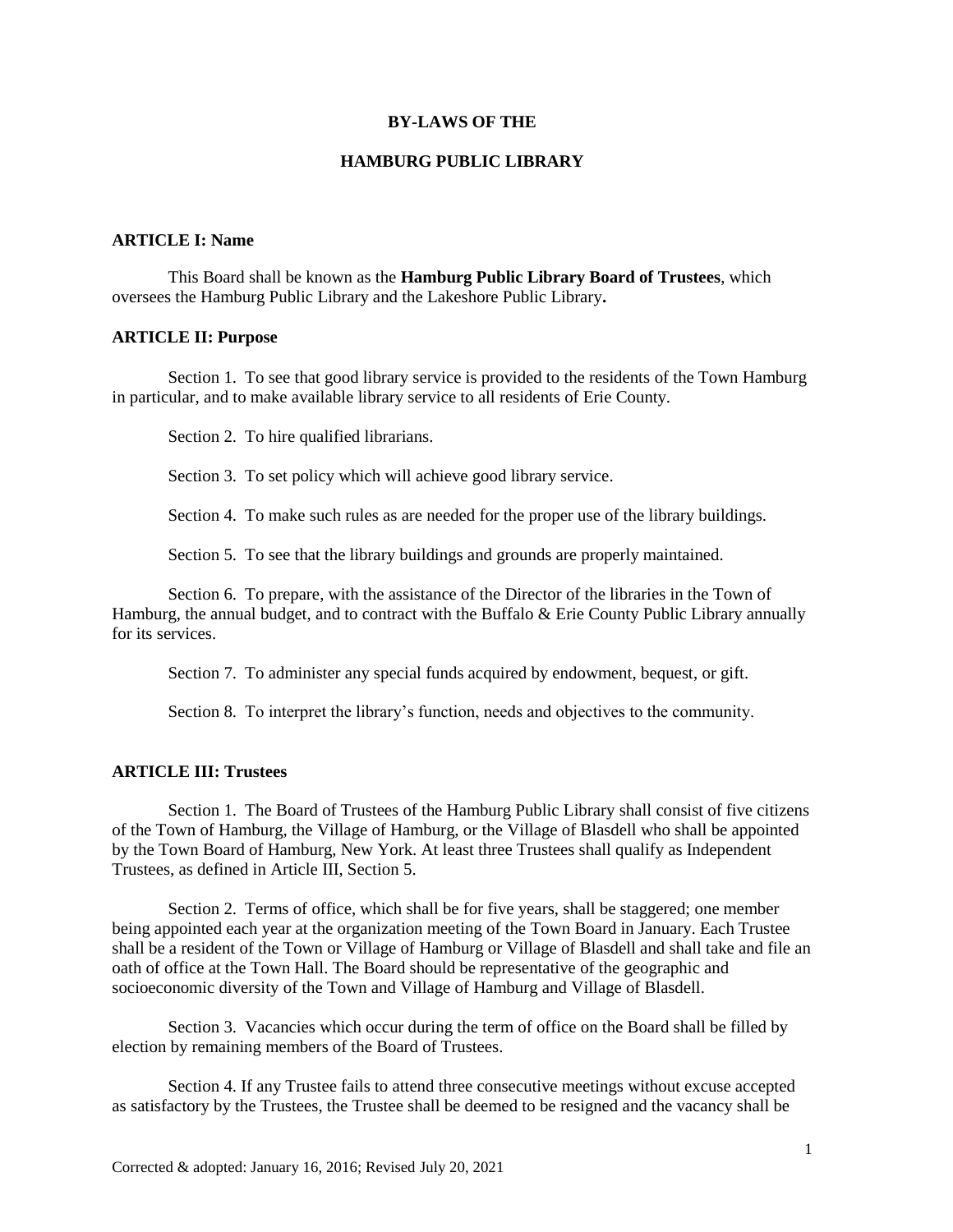# BY-LAWS OF THE

# HAMBURG PUBLIC LIBRARY

## ARTICLE I: Name

This Board shall be known as the **Hamburg Public Library Board of Trustees**, which oversees the Hamburg Public Library and the Lakeshore Public Library**.**

## ARTICLE II: Purpose

Section 1. To see that good library service is provided to the residents of the Town Hamburg in particular, and to make available library service to all residents of Erie County.

Section 2. To hire qualified librarians.

Section 3. To set policy which will achieve good library service.

Section 4. To make such rules as are needed for the proper use of the library buildings.

Section 5. To see that the library buildings and grounds are properly maintained.

Section 6. To prepare, with the assistance of the Director of the libraries in the Town of Hamburg, the annual budget, and to contract with the Buffalo & Erie County Public Library annually for its services.

Section 7. To administer any special funds acquired by endowment, bequest, or gift.

Section 8. To interpret the library's function, needs and objectives to the community.

## ARTICLE III: Trustees

Section 1. The Board of Trustees of the Hamburg Public Library shall consist of five citizens of the Town of Hamburg, the Village of Hamburg, or the Village of Blasdell who shall be appointed by the Town Board of Hamburg, New York. At least three Trustees shall qualify as Independent Trustees, as defined in Article III, Section 5.

Section 2. Terms of office, which shall be for five years, shall be staggered; one member being appointed each year at the organization meeting of the Town Board in January. Each Trustee shall be a resident of the Town or Village of Hamburg or Village of Blasdell and shall take and file an oath of office at the Town Hall. The Board should be representative of the geographic and socioeconomic diversity of the Town and Village of Hamburg and Village of Blasdell.

Section 3. Vacancies which occur during the term of office on the Board shall be filled by election by remaining members of the Board of Trustees.

Section 4. If any Trustee fails to attend three consecutive meetings without excuse accepted as satisfactory by the Trustees, the Trustee shall be deemed to be resigned and the vacancy shall be

Corrected & adopted: January 16, 2016; Revised July 20, 2021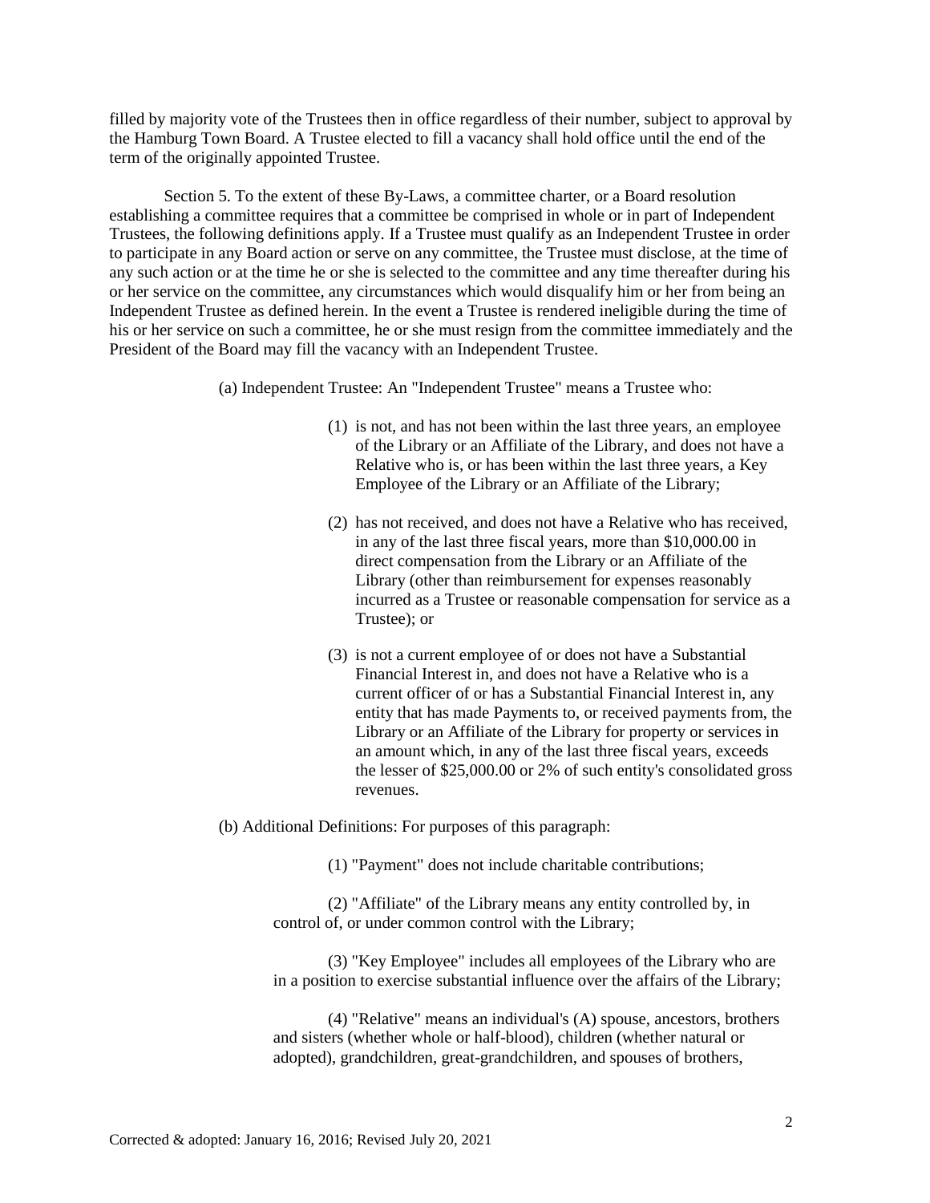filled by majority vote of the Trustees then in office regardless of their number, subject to approval by the Hamburg Town Board. A Trustee elected to fill a vacancy shall hold office until the end of the term of the originally appointed Trustee.

Section 5. To the extent of these By-Laws, a committee charter, or a Board resolution establishing a committee requires that a committee be comprised in whole or in part of Independent Trustees, the following definitions apply. If a Trustee must qualify as an Independent Trustee in order to participate in any Board action or serve on any committee, the Trustee must disclose, at the time of any such action or at the time he or she is selected to the committee and any time thereafter during his or her service on the committee, any circumstances which would disqualify him or her from being an Independent Trustee as defined herein. In the event a Trustee is rendered ineligible during the time of his or her service on such a committee, he or she must resign from the committee immediately and the President of the Board may fill the vacancy with an Independent Trustee.

(a) Independent Trustee: An "Independent Trustee" means a Trustee who:

(1) is not, and has not been within the last three years, an employee of the Library or an Affiliate of the Library, and does not have a Relative who is, or has been within the last three years, a Key Employee of the Library or an Affiliate of the Library;

(2) has not received, and does not have a Relative who has received, in any of the last three fiscal years, more than $10,000.00 in direct compensation from the Library or an Affiliate of the Library (other than reimbursement for expenses reasonably incurred as a Trustee or reasonable compensation for service as a Trustee); or

(3) is not a current employee of or does not have a Substantial Financial Interest in, and does not have a Relative who is a current officer of or has a Substantial Financial Interest in, any entity that has made Payments to, or received payments from, the Library or an Affiliate of the Library for property or services in an amount which, in any of the last three fiscal years, exceeds the lesser of $25,000.00 or 2% of such entity's consolidated gross revenues.

(b) Additional Definitions: For purposes of this paragraph:

(1) "Payment" does not include charitable contributions;

(2) "Affiliate" of the Library means any entity controlled by, in control of, or under common control with the Library;

(3) "Key Employee" includes all employees of the Library who are in a position to exercise substantial influence over the affairs of the Library;

(4) "Relative" means an individual's (A) spouse, ancestors, brothers and sisters (whether whole or half-blood), children (whether natural or adopted), grandchildren, great-grandchildren, and spouses of brothers,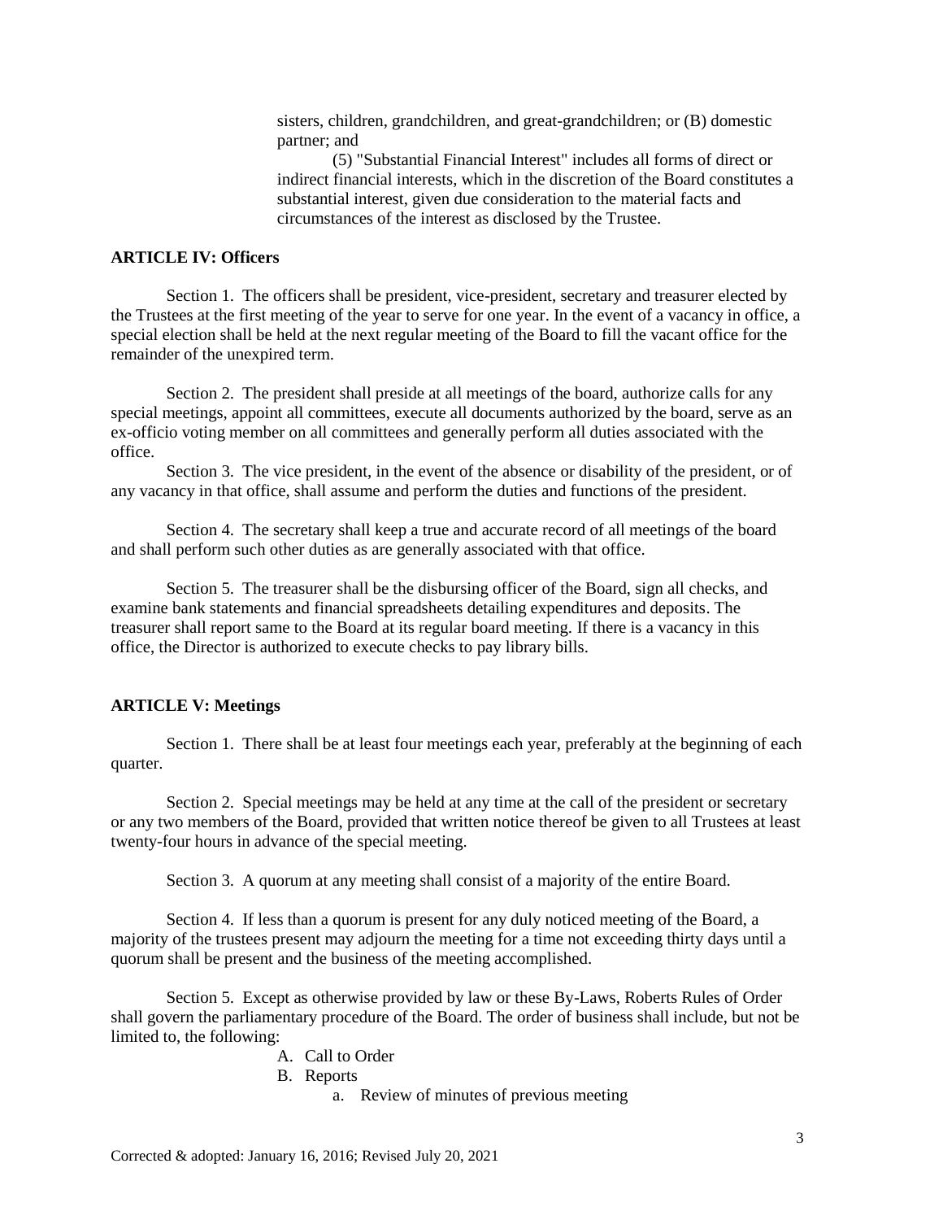sisters, children, grandchildren, and great-grandchildren; or (B) domestic partner; and

(5) "Substantial Financial Interest" includes all forms of direct or indirect financial interests, which in the discretion of the Board constitutes a substantial interest, given due consideration to the material facts and circumstances of the interest as disclosed by the Trustee.

**ARTICLE IV: Officers**

Section 1. The officers shall be president, vice-president, secretary and treasurer elected by the Trustees at the first meeting of the year to serve for one year. In the event of a vacancy in office, a special election shall be held at the next regular meeting of the Board to fill the vacant office for the remainder of the unexpired term.

Section 2. The president shall preside at all meetings of the board, authorize calls for any special meetings, appoint all committees, execute all documents authorized by the board, serve as an ex-officio voting member on all committees and generally perform all duties associated with the office.

Section 3. The vice president, in the event of the absence or disability of the president, or of any vacancy in that office, shall assume and perform the duties and functions of the president.

Section 4. The secretary shall keep a true and accurate record of all meetings of the board and shall perform such other duties as are generally associated with that office.

Section 5. The treasurer shall be the disbursing officer of the Board, sign all checks, and examine bank statements and financial spreadsheets detailing expenditures and deposits. The treasurer shall report same to the Board at its regular board meeting. If there is a vacancy in this office, the Director is authorized to execute checks to pay library bills.

**ARTICLE V: Meetings**

Section 1. There shall be at least four meetings each year, preferably at the beginning of each quarter.

Section 2. Special meetings may be held at any time at the call of the president or secretary or any two members of the Board, provided that written notice thereof be given to all Trustees at least twenty-four hours in advance of the special meeting.

Section 3. A quorum at any meeting shall consist of a majority of the entire Board.

Section 4. If less than a quorum is present for any duly noticed meeting of the Board, a majority of the trustees present may adjourn the meeting for a time not exceeding thirty days until a quorum shall be present and the business of the meeting accomplished.

Section 5. Except as otherwise provided by law or these By-Laws, Roberts Rules of Order shall govern the parliamentary procedure of the Board. The order of business shall include, but not be limited to, the following:

A. Call to Order
B. Reports
   a. Review of minutes of previous meeting

Corrected & adopted: January 16, 2016; Revised July 20, 2021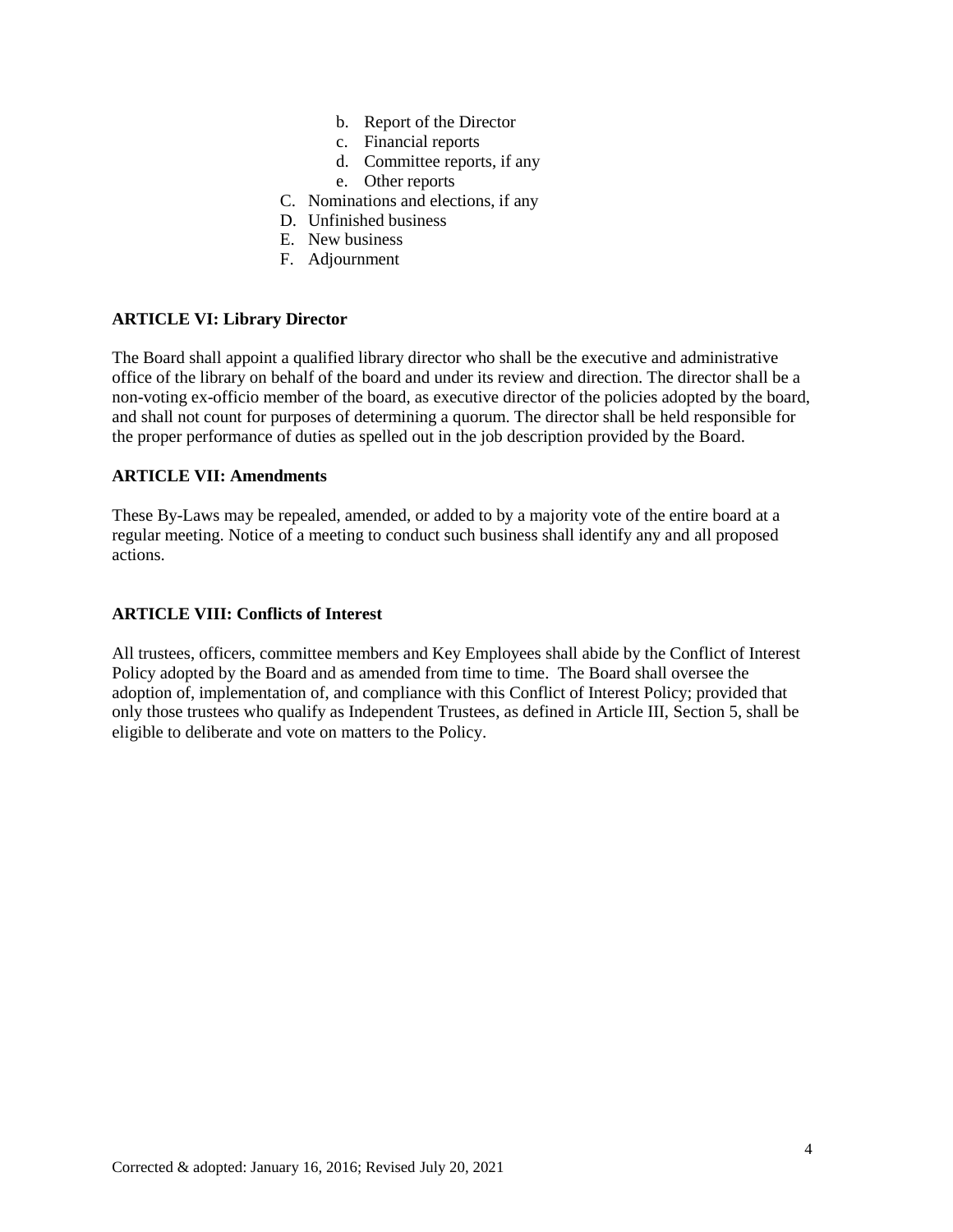b. Report of the Director
   c. Financial reports
   d. Committee reports, if any
   e. Other reports

C. Nominations and elections, if any
D. Unfinished business
E. New business
F. Adjournment

**ARTICLE VI: Library Director**

The Board shall appoint a qualified library director who shall be the executive and administrative office of the library on behalf of the board and under its review and direction. The director shall be a non-voting ex-officio member of the board, as executive director of the policies adopted by the board, and shall not count for purposes of determining a quorum. The director shall be held responsible for the proper performance of duties as spelled out in the job description provided by the Board.

**ARTICLE VII: Amendments**

These By-Laws may be repealed, amended, or added to by a majority vote of the entire board at a regular meeting. Notice of a meeting to conduct such business shall identify any and all proposed actions.

**ARTICLE VIII: Conflicts of Interest**

All trustees, officers, committee members and Key Employees shall abide by the Conflict of Interest Policy adopted by the Board and as amended from time to time. The Board shall oversee the adoption of, implementation of, and compliance with this Conflict of Interest Policy; provided that only those trustees who qualify as Independent Trustees, as defined in Article III, Section 5, shall be eligible to deliberate and vote on matters to the Policy.

Corrected & adopted: January 16, 2016; Revised July 20, 2021